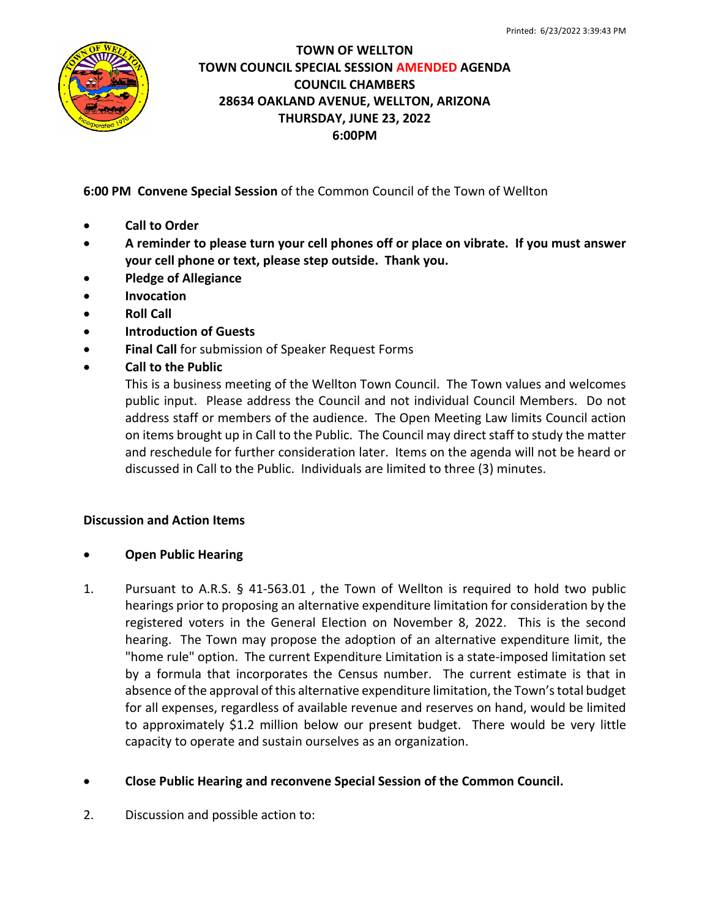# TOWN OF WELLTON
## TOWN COUNCIL SPECIAL SESSION AMENDED AGENDA
## COUNCIL CHAMBERS
## 28634 OAKLAND AVENUE, WELLTON, ARIZONA
## THURSDAY, JUNE 23, 2022
## 6:00PM

**6:00 PM Convene Special Session** of the Common Council of the Town of Wellton

- **Call to Order**
- **A reminder to please turn your cell phones off or place on vibrate. If you must answer your cell phone or text, please step outside. Thank you.**
- **Pledge of Allegiance**
- **Invocation**
- **Roll Call**
- **Introduction of Guests**
- **Final Call** for submission of Speaker Request Forms
- **Call to the Public**

  This is a business meeting of the Wellton Town Council. The Town values and welcomes public input. Please address the Council and not individual Council Members. Do not address staff or members of the audience. The Open Meeting Law limits Council action on items brought up in Call to the Public. The Council may direct staff to study the matter and reschedule for further consideration later. Items on the agenda will not be heard or discussed in Call to the Public. Individuals are limited to three (3) minutes.

**Discussion and Action Items**

- **Open Public Hearing**

1. Pursuant to A.R.S. § 41-563.01 , the Town of Wellton is required to hold two public hearings prior to proposing an alternative expenditure limitation for consideration by the registered voters in the General Election on November 8, 2022. This is the second hearing. The Town may propose the adoption of an alternative expenditure limit, the "home rule" option. The current Expenditure Limitation is a state-imposed limitation set by a formula that incorporates the Census number. The current estimate is that in absence of the approval of this alternative expenditure limitation, the Town's total budget for all expenses, regardless of available revenue and reserves on hand, would be limited to approximately $1.2 million below our present budget. There would be very little capacity to operate and sustain ourselves as an organization.

- **Close Public Hearing and reconvene Special Session of the Common Council.**

2. Discussion and possible action to: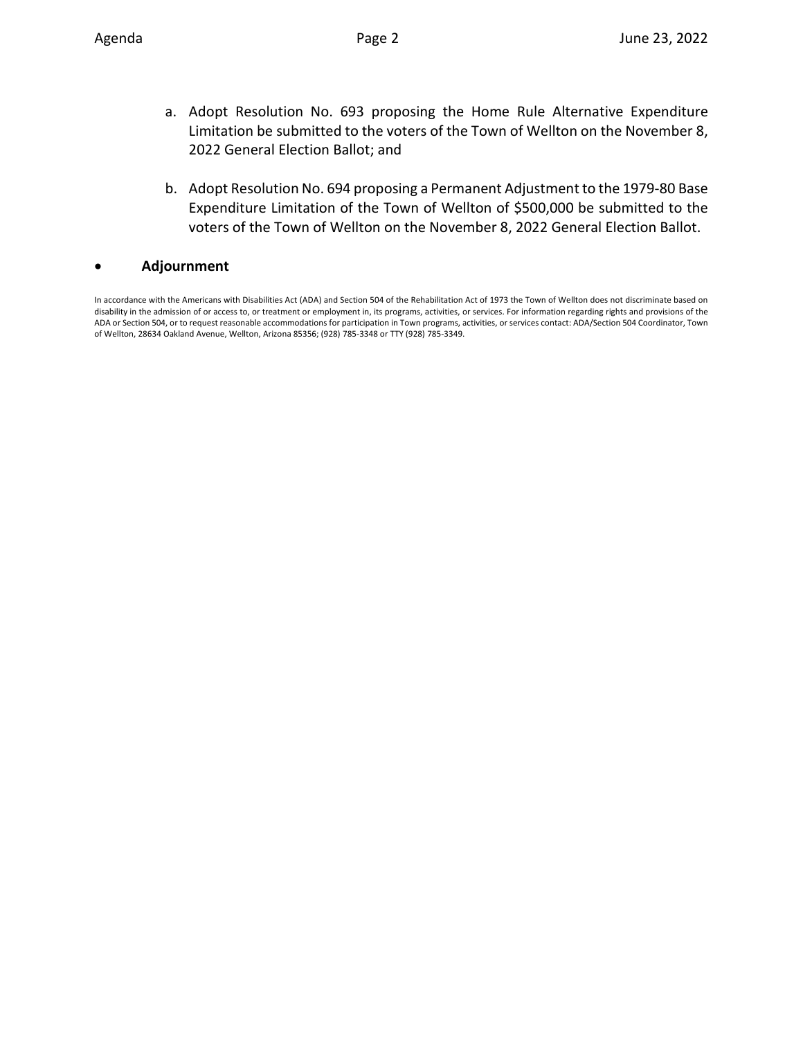a. Adopt Resolution No. 693 proposing the Home Rule Alternative Expenditure Limitation be submitted to the voters of the Town of Wellton on the November 8, 2022 General Election Ballot; and

b. Adopt Resolution No. 694 proposing a Permanent Adjustment to the 1979-80 Base Expenditure Limitation of the Town of Wellton of $500,000 be submitted to the voters of the Town of Wellton on the November 8, 2022 General Election Ballot.

- **Adjournment**

In accordance with the Americans with Disabilities Act (ADA) and Section 504 of the Rehabilitation Act of 1973 the Town of Wellton does not discriminate based on disability in the admission of or access to, or treatment or employment in, its programs, activities, or services. For information regarding rights and provisions of the ADA or Section 504, or to request reasonable accommodations for participation in Town programs, activities, or services contact: ADA/Section 504 Coordinator, Town of Wellton, 28634 Oakland Avenue, Wellton, Arizona 85356; (928) 785-3348 or TTY (928) 785-3349.